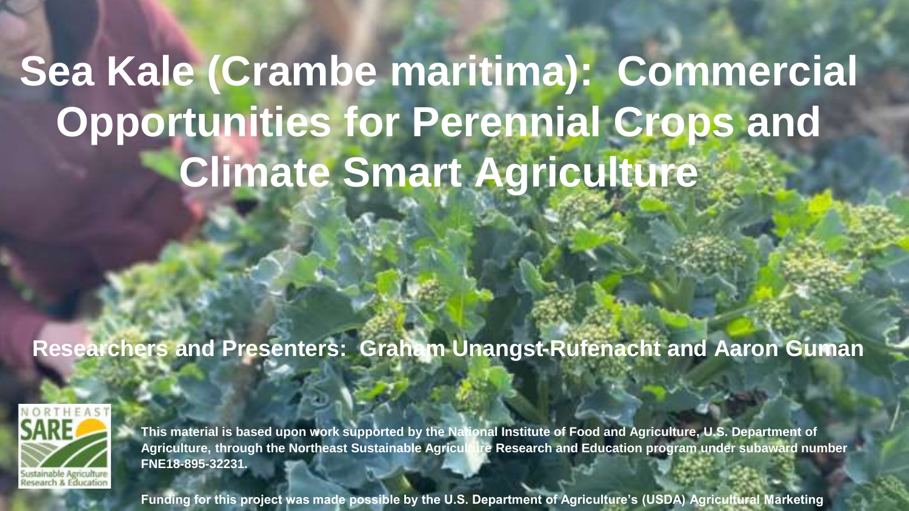# Sea Kale (Crambe maritima): Commercial Opportunities for Perennial Crops and Climate Smart Agriculture

**Researchers and Presenters: Graham Unangst-Rufenacht and Aaron Guman**

NORTHEAST SARE Sustainable Agriculture Research & Education

**This material is based upon work supported by the National Institute of Food and Agriculture, U.S. Department of Agriculture, through the Northeast Sustainable Agriculture Research and Education program under subaward number FNE18-895-32231.**

**Funding for this project was made possible by the U.S. Department of Agriculture's (USDA) Agricultural Marketing**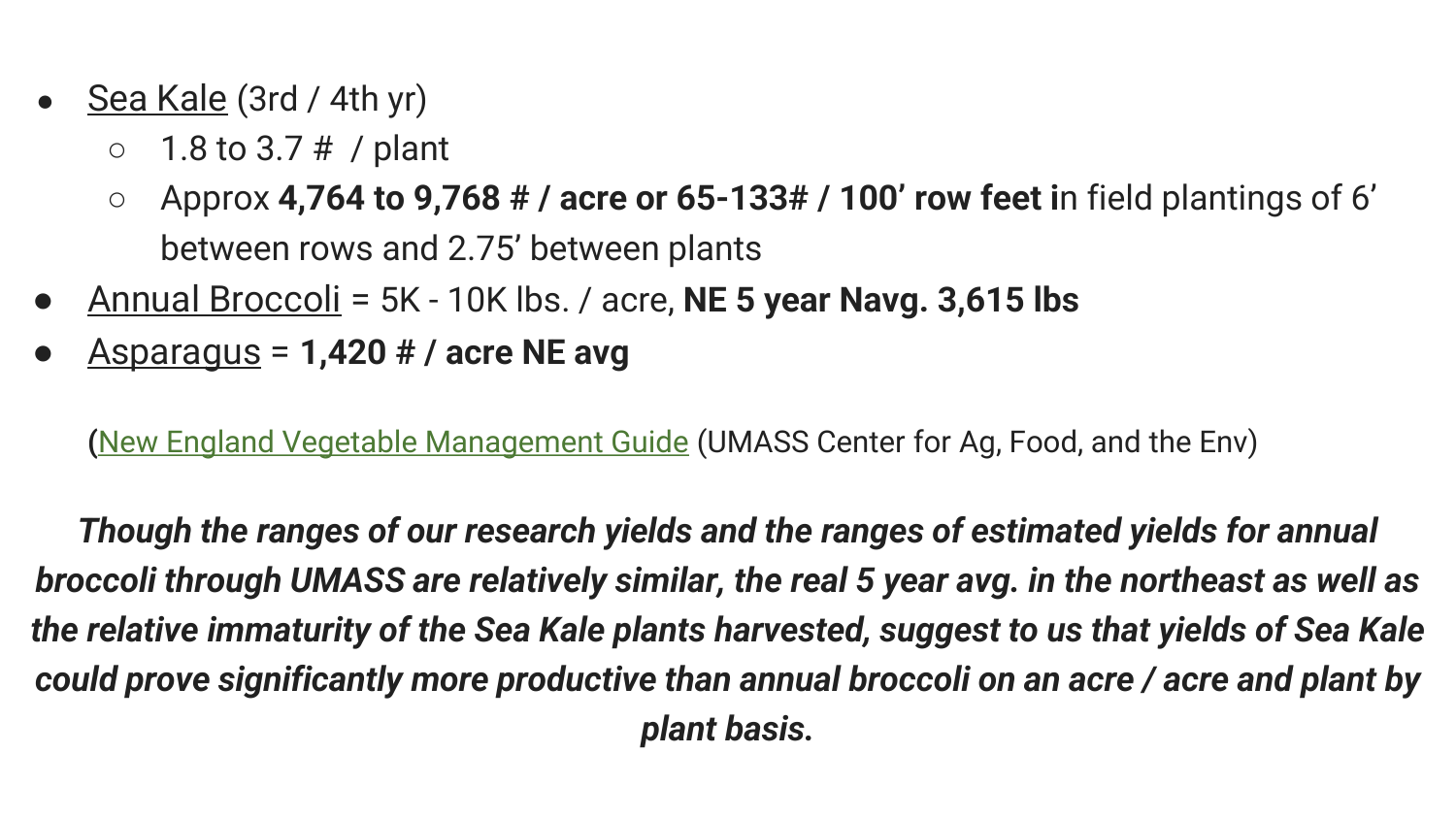- Sea Kale (3rd / 4th yr)
  - 1.8 to 3.7 #  / plant
  - Approx **4,764 to 9,768 # / acre or 65-133# / 100' row feet i**n field plantings of 6' between rows and 2.75' between plants
- Annual Broccoli = 5K - 10K lbs. / acre, **NE 5 year Navg. 3,615 lbs**
- Asparagus = **1,420 # / acre NE avg**

**(**New England Vegetable Management Guide (UMASS Center for Ag, Food, and the Env)

***Though the ranges of our research yields and the ranges of estimated yields for annual broccoli through UMASS are relatively similar, the real 5 year avg. in the northeast as well as the relative immaturity of the Sea Kale plants harvested, suggest to us that yields of Sea Kale could prove significantly more productive than annual broccoli on an acre / acre and plant by plant basis.***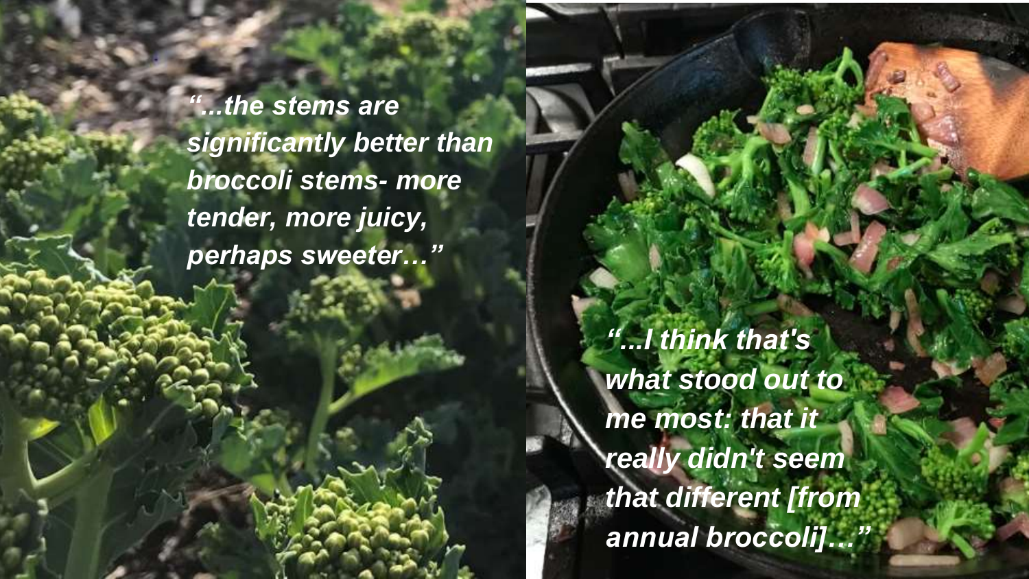*"...the stems are significantly better than broccoli stems- more tender, more juicy, perhaps sweeter…"*

*"...I think that's what stood out to me most: that it really didn't seem that different [from annual broccoli]…"*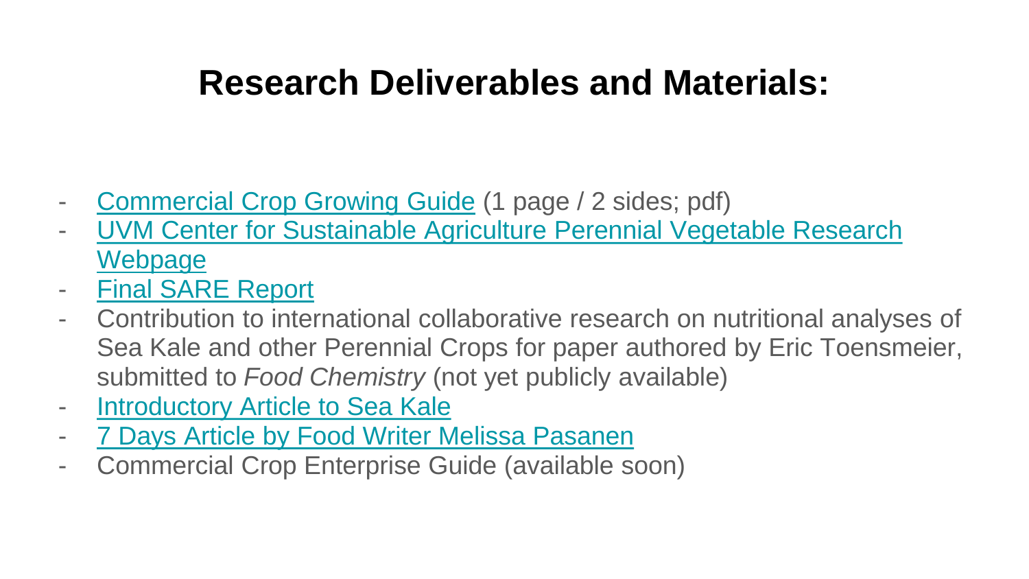# Research Deliverables and Materials:

- Commercial Crop Growing Guide (1 page / 2 sides; pdf)
- UVM Center for Sustainable Agriculture Perennial Vegetable Research Webpage
- Final SARE Report
- Contribution to international collaborative research on nutritional analyses of Sea Kale and other Perennial Crops for paper authored by Eric Toensmeier, submitted to *Food Chemistry* (not yet publicly available)
- Introductory Article to Sea Kale
- 7 Days Article by Food Writer Melissa Pasanen
- Commercial Crop Enterprise Guide (available soon)